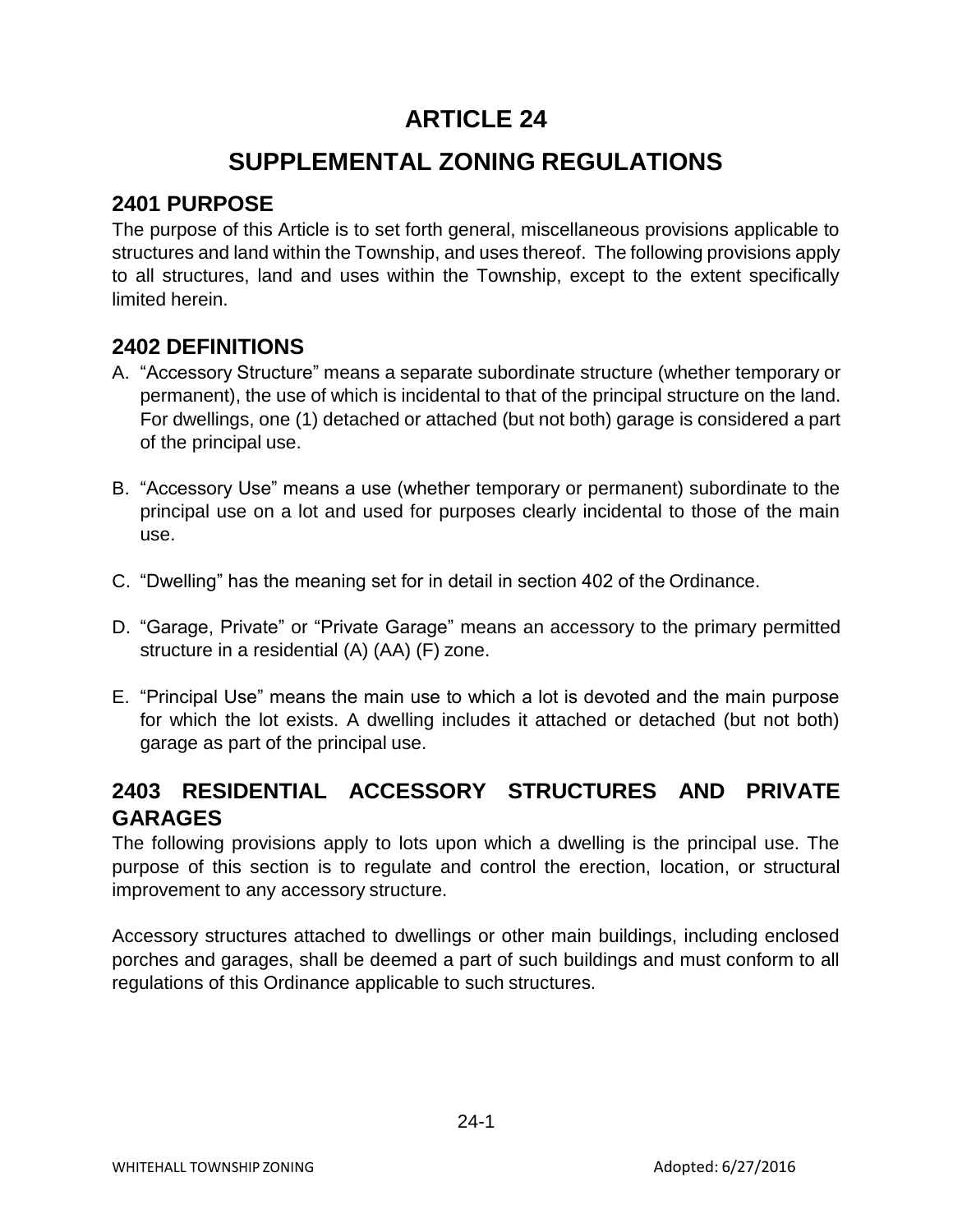# ARTICLE 24

# SUPPLEMENTAL ZONING REGULATIONS

## 2401 PURPOSE

The purpose of this Article is to set forth general, miscellaneous provisions applicable to structures and land within the Township, and uses thereof. The following provisions apply to all structures, land and uses within the Township, except to the extent specifically limited herein.

## 2402 DEFINITIONS

A. "Accessory Structure" means a separate subordinate structure (whether temporary or permanent), the use of which is incidental to that of the principal structure on the land. For dwellings, one (1) detached or attached (but not both) garage is considered a part of the principal use.

B. "Accessory Use" means a use (whether temporary or permanent) subordinate to the principal use on a lot and used for purposes clearly incidental to those of the main use.

C. "Dwelling" has the meaning set for in detail in section 402 of the Ordinance.

D. "Garage, Private" or "Private Garage" means an accessory to the primary permitted structure in a residential (A) (AA) (F) zone.

E. "Principal Use" means the main use to which a lot is devoted and the main purpose for which the lot exists. A dwelling includes it attached or detached (but not both) garage as part of the principal use.

## 2403 RESIDENTIAL ACCESSORY STRUCTURES AND PRIVATE GARAGES

The following provisions apply to lots upon which a dwelling is the principal use. The purpose of this section is to regulate and control the erection, location, or structural improvement to any accessory structure.

Accessory structures attached to dwellings or other main buildings, including enclosed porches and garages, shall be deemed a part of such buildings and must conform to all regulations of this Ordinance applicable to such structures.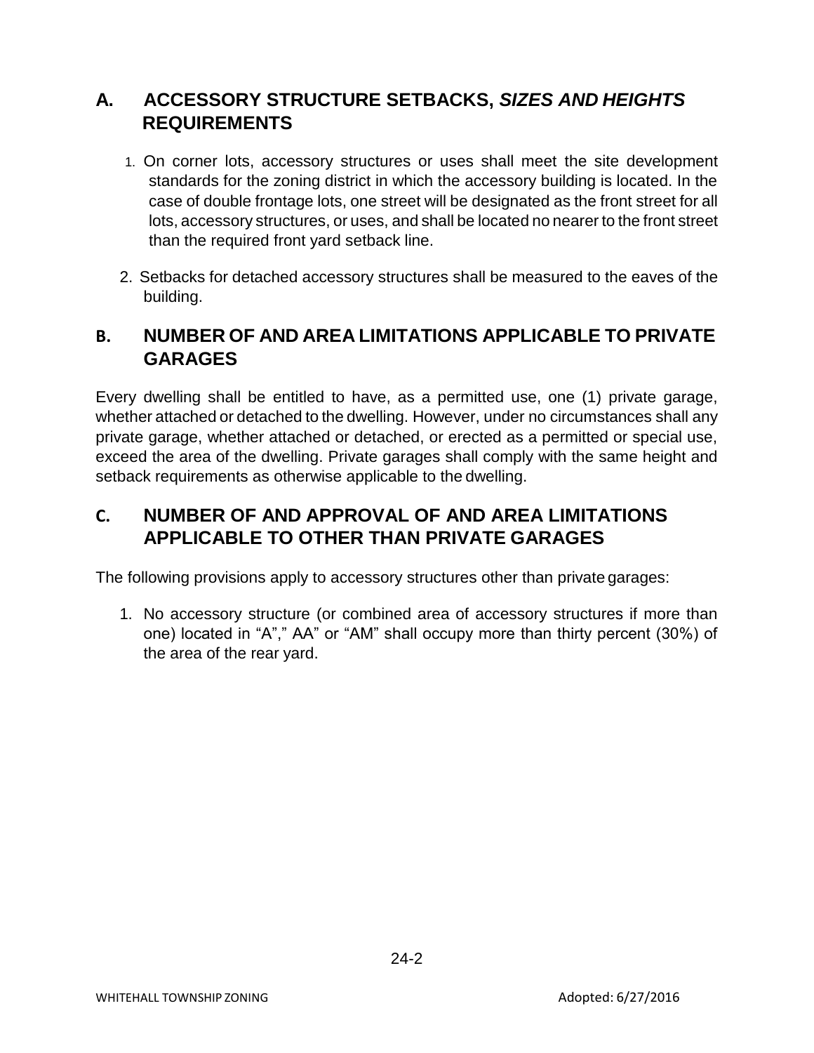## A. ACCESSORY STRUCTURE SETBACKS, *SIZES AND HEIGHTS* REQUIREMENTS

1. On corner lots, accessory structures or uses shall meet the site development standards for the zoning district in which the accessory building is located. In the case of double frontage lots, one street will be designated as the front street for all lots, accessory structures, or uses, and shall be located no nearer to the front street than the required front yard setback line.
2. Setbacks for detached accessory structures shall be measured to the eaves of the building.

## B. NUMBER OF AND AREA LIMITATIONS APPLICABLE TO PRIVATE GARAGES

Every dwelling shall be entitled to have, as a permitted use, one (1) private garage, whether attached or detached to the dwelling. However, under no circumstances shall any private garage, whether attached or detached, or erected as a permitted or special use, exceed the area of the dwelling. Private garages shall comply with the same height and setback requirements as otherwise applicable to the dwelling.

## C. NUMBER OF AND APPROVAL OF AND AREA LIMITATIONS APPLICABLE TO OTHER THAN PRIVATE GARAGES

The following provisions apply to accessory structures other than private garages:

1. No accessory structure (or combined area of accessory structures if more than one) located in “A”,” AA” or “AM” shall occupy more than thirty percent (30%) of the area of the rear yard.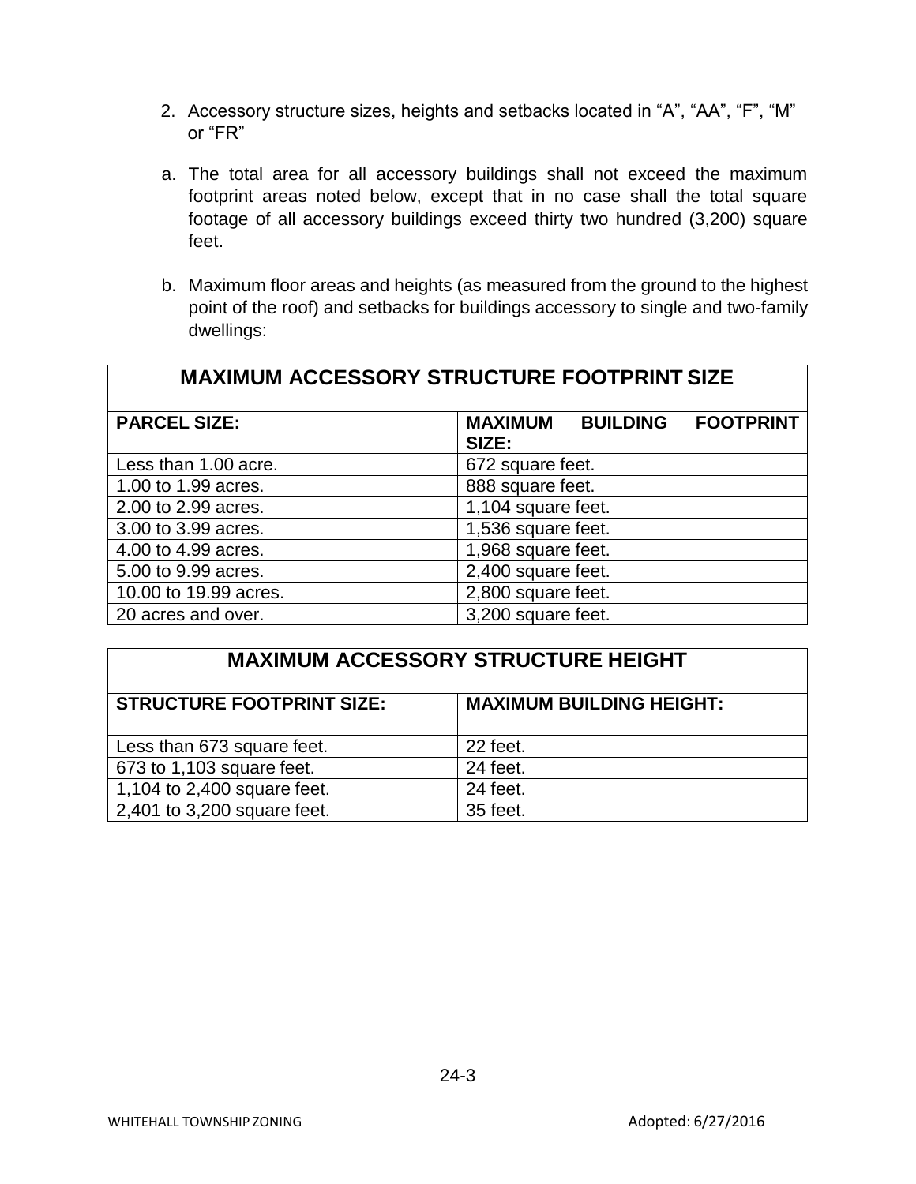2. Accessory structure sizes, heights and setbacks located in “A”, “AA”, “F”, “M” or “FR”

a. The total area for all accessory buildings shall not exceed the maximum footprint areas noted below, except that in no case shall the total square footage of all accessory buildings exceed thirty two hundred (3,200) square feet.

b. Maximum floor areas and heights (as measured from the ground to the highest point of the roof) and setbacks for buildings accessory to single and two-family dwellings:

| MAXIMUM ACCESSORY STRUCTURE FOOTPRINT SIZE | |
|---|---|
| **PARCEL SIZE:** | **MAXIMUM BUILDING FOOTPRINT SIZE:** |
| Less than 1.00 acre. | 672 square feet. |
| 1.00 to 1.99 acres. | 888 square feet. |
| 2.00 to 2.99 acres. | 1,104 square feet. |
| 3.00 to 3.99 acres. | 1,536 square feet. |
| 4.00 to 4.99 acres. | 1,968 square feet. |
| 5.00 to 9.99 acres. | 2,400 square feet. |
| 10.00 to 19.99 acres. | 2,800 square feet. |
| 20 acres and over. | 3,200 square feet. |

| MAXIMUM ACCESSORY STRUCTURE HEIGHT | |
|---|---|
| **STRUCTURE FOOTPRINT SIZE:** | **MAXIMUM BUILDING HEIGHT:** |
| Less than 673 square feet. | 22 feet. |
| 673 to 1,103 square feet. | 24 feet. |
| 1,104 to 2,400 square feet. | 24 feet. |
| 2,401 to 3,200 square feet. | 35 feet. |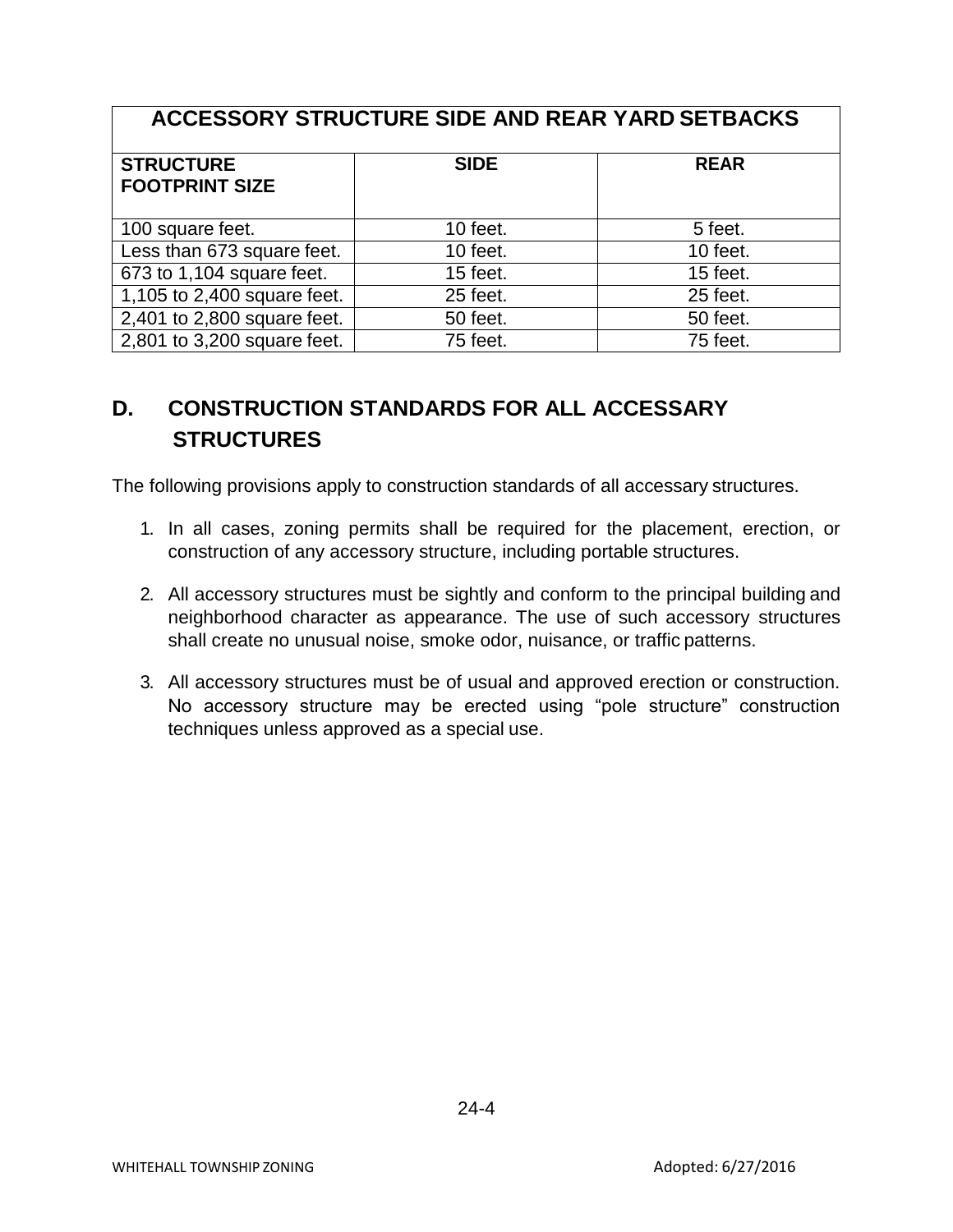| ACCESSORY STRUCTURE SIDE AND REAR YARD SETBACKS | | |
|---|---|---|
| **STRUCTURE FOOTPRINT SIZE** | **SIDE** | **REAR** |
| 100 square feet. | 10 feet. | 5 feet. |
| Less than 673 square feet. | 10 feet. | 10 feet. |
| 673 to 1,104 square feet. | 15 feet. | 15 feet. |
| 1,105 to 2,400 square feet. | 25 feet. | 25 feet. |
| 2,401 to 2,800 square feet. | 50 feet. | 50 feet. |
| 2,801 to 3,200 square feet. | 75 feet. | 75 feet. |

## D. CONSTRUCTION STANDARDS FOR ALL ACCESSARY STRUCTURES

The following provisions apply to construction standards of all accessary structures.

1. In all cases, zoning permits shall be required for the placement, erection, or construction of any accessory structure, including portable structures.

2. All accessory structures must be sightly and conform to the principal building and neighborhood character as appearance. The use of such accessory structures shall create no unusual noise, smoke odor, nuisance, or traffic patterns.

3. All accessory structures must be of usual and approved erection or construction. No accessory structure may be erected using "pole structure" construction techniques unless approved as a special use.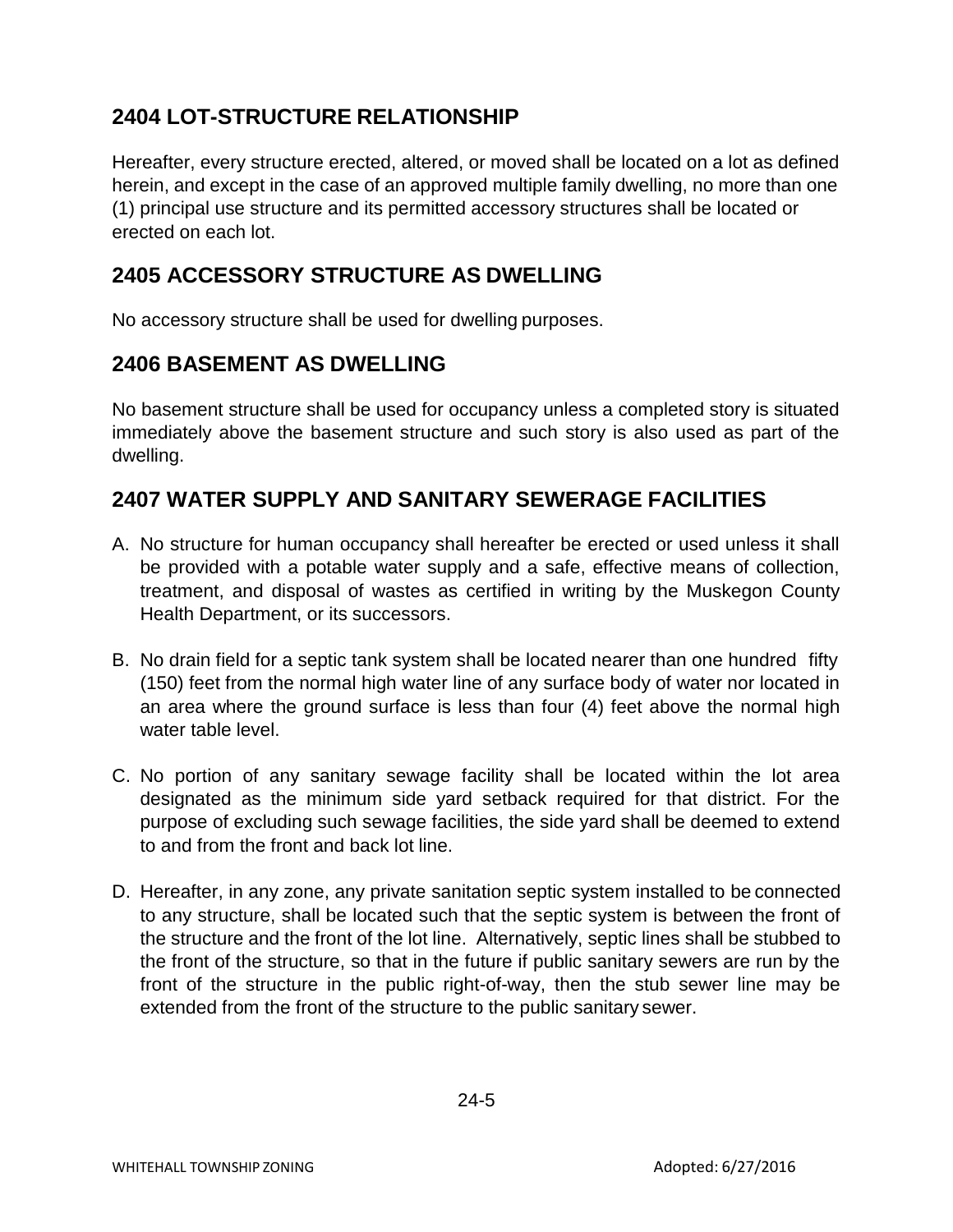## 2404 LOT-STRUCTURE RELATIONSHIP

Hereafter, every structure erected, altered, or moved shall be located on a lot as defined herein, and except in the case of an approved multiple family dwelling, no more than one (1) principal use structure and its permitted accessory structures shall be located or erected on each lot.

## 2405 ACCESSORY STRUCTURE AS DWELLING

No accessory structure shall be used for dwelling purposes.

## 2406 BASEMENT AS DWELLING

No basement structure shall be used for occupancy unless a completed story is situated immediately above the basement structure and such story is also used as part of the dwelling.

## 2407 WATER SUPPLY AND SANITARY SEWERAGE FACILITIES

A. No structure for human occupancy shall hereafter be erected or used unless it shall be provided with a potable water supply and a safe, effective means of collection, treatment, and disposal of wastes as certified in writing by the Muskegon County Health Department, or its successors.

B. No drain field for a septic tank system shall be located nearer than one hundred fifty (150) feet from the normal high water line of any surface body of water nor located in an area where the ground surface is less than four (4) feet above the normal high water table level.

C. No portion of any sanitary sewage facility shall be located within the lot area designated as the minimum side yard setback required for that district. For the purpose of excluding such sewage facilities, the side yard shall be deemed to extend to and from the front and back lot line.

D. Hereafter, in any zone, any private sanitation septic system installed to be connected to any structure, shall be located such that the septic system is between the front of the structure and the front of the lot line. Alternatively, septic lines shall be stubbed to the front of the structure, so that in the future if public sanitary sewers are run by the front of the structure in the public right-of-way, then the stub sewer line may be extended from the front of the structure to the public sanitary sewer.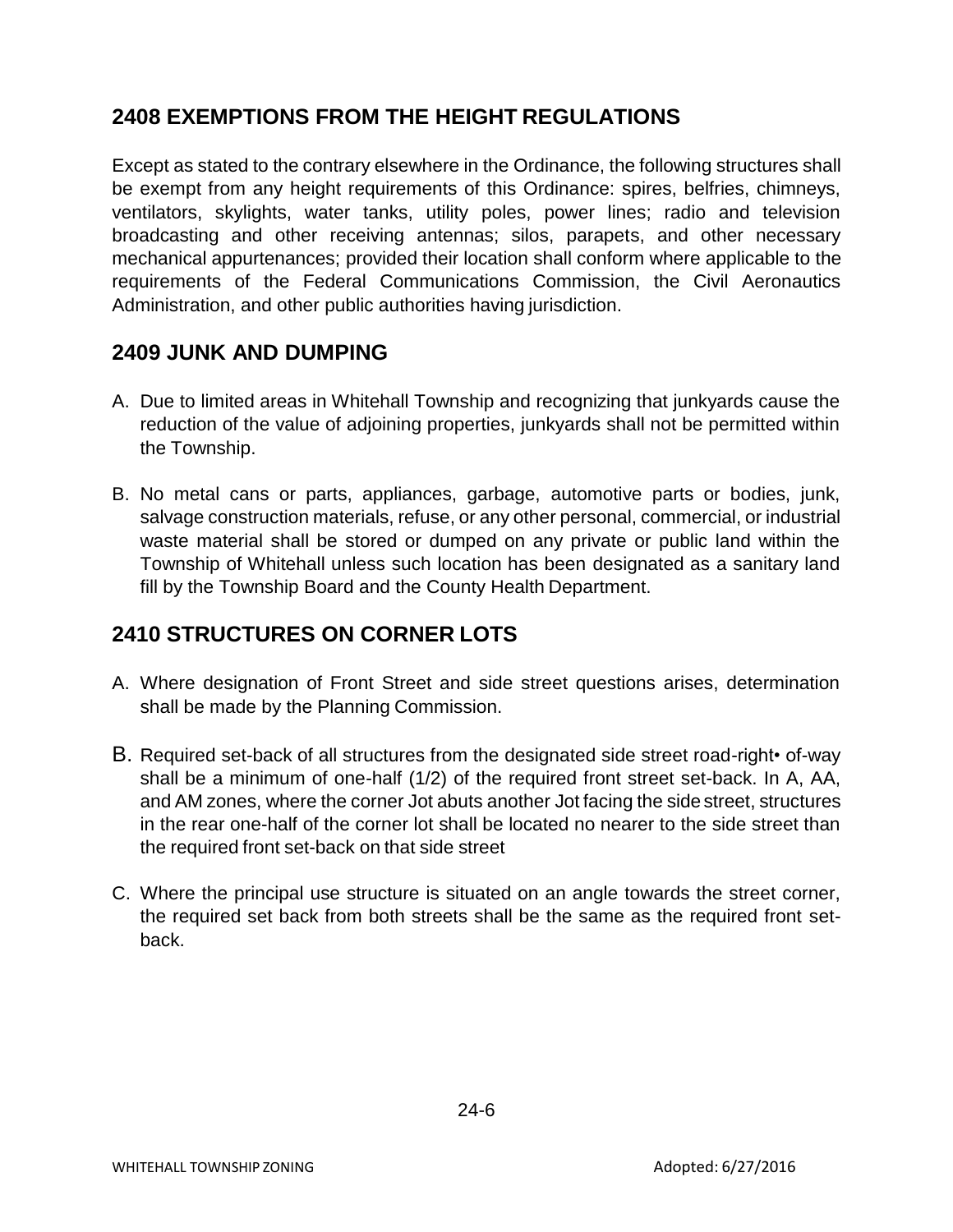## 2408 EXEMPTIONS FROM THE HEIGHT REGULATIONS

Except as stated to the contrary elsewhere in the Ordinance, the following structures shall be exempt from any height requirements of this Ordinance: spires, belfries, chimneys, ventilators, skylights, water tanks, utility poles, power lines; radio and television broadcasting and other receiving antennas; silos, parapets, and other necessary mechanical appurtenances; provided their location shall conform where applicable to the requirements of the Federal Communications Commission, the Civil Aeronautics Administration, and other public authorities having jurisdiction.

## 2409 JUNK AND DUMPING

A. Due to limited areas in Whitehall Township and recognizing that junkyards cause the reduction of the value of adjoining properties, junkyards shall not be permitted within the Township.

B. No metal cans or parts, appliances, garbage, automotive parts or bodies, junk, salvage construction materials, refuse, or any other personal, commercial, or industrial waste material shall be stored or dumped on any private or public land within the Township of Whitehall unless such location has been designated as a sanitary land fill by the Township Board and the County Health Department.

## 2410 STRUCTURES ON CORNER LOTS

A. Where designation of Front Street and side street questions arises, determination shall be made by the Planning Commission.

B. Required set-back of all structures from the designated side street road-right• of-way shall be a minimum of one-half (1/2) of the required front street set-back. In A, AA, and AM zones, where the corner Jot abuts another Jot facing the side street, structures in the rear one-half of the corner lot shall be located no nearer to the side street than the required front set-back on that side street

C. Where the principal use structure is situated on an angle towards the street corner, the required set back from both streets shall be the same as the required front set-back.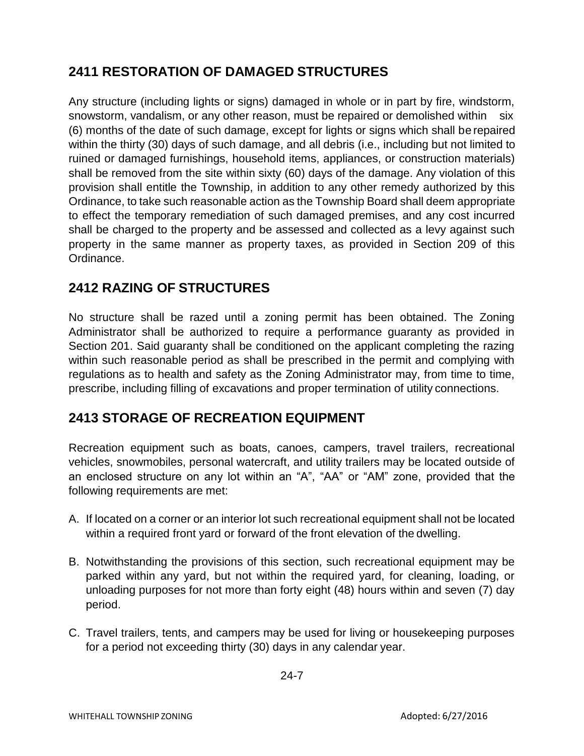## 2411 RESTORATION OF DAMAGED STRUCTURES

Any structure (including lights or signs) damaged in whole or in part by fire, windstorm, snowstorm, vandalism, or any other reason, must be repaired or demolished within six (6) months of the date of such damage, except for lights or signs which shall be repaired within the thirty (30) days of such damage, and all debris (i.e., including but not limited to ruined or damaged furnishings, household items, appliances, or construction materials) shall be removed from the site within sixty (60) days of the damage. Any violation of this provision shall entitle the Township, in addition to any other remedy authorized by this Ordinance, to take such reasonable action as the Township Board shall deem appropriate to effect the temporary remediation of such damaged premises, and any cost incurred shall be charged to the property and be assessed and collected as a levy against such property in the same manner as property taxes, as provided in Section 209 of this Ordinance.

## 2412 RAZING OF STRUCTURES

No structure shall be razed until a zoning permit has been obtained. The Zoning Administrator shall be authorized to require a performance guaranty as provided in Section 201. Said guaranty shall be conditioned on the applicant completing the razing within such reasonable period as shall be prescribed in the permit and complying with regulations as to health and safety as the Zoning Administrator may, from time to time, prescribe, including filling of excavations and proper termination of utility connections.

## 2413 STORAGE OF RECREATION EQUIPMENT

Recreation equipment such as boats, canoes, campers, travel trailers, recreational vehicles, snowmobiles, personal watercraft, and utility trailers may be located outside of an enclosed structure on any lot within an "A", "AA" or "AM" zone, provided that the following requirements are met:

A. If located on a corner or an interior lot such recreational equipment shall not be located within a required front yard or forward of the front elevation of the dwelling.

B. Notwithstanding the provisions of this section, such recreational equipment may be parked within any yard, but not within the required yard, for cleaning, loading, or unloading purposes for not more than forty eight (48) hours within and seven (7) day period.

C. Travel trailers, tents, and campers may be used for living or housekeeping purposes for a period not exceeding thirty (30) days in any calendar year.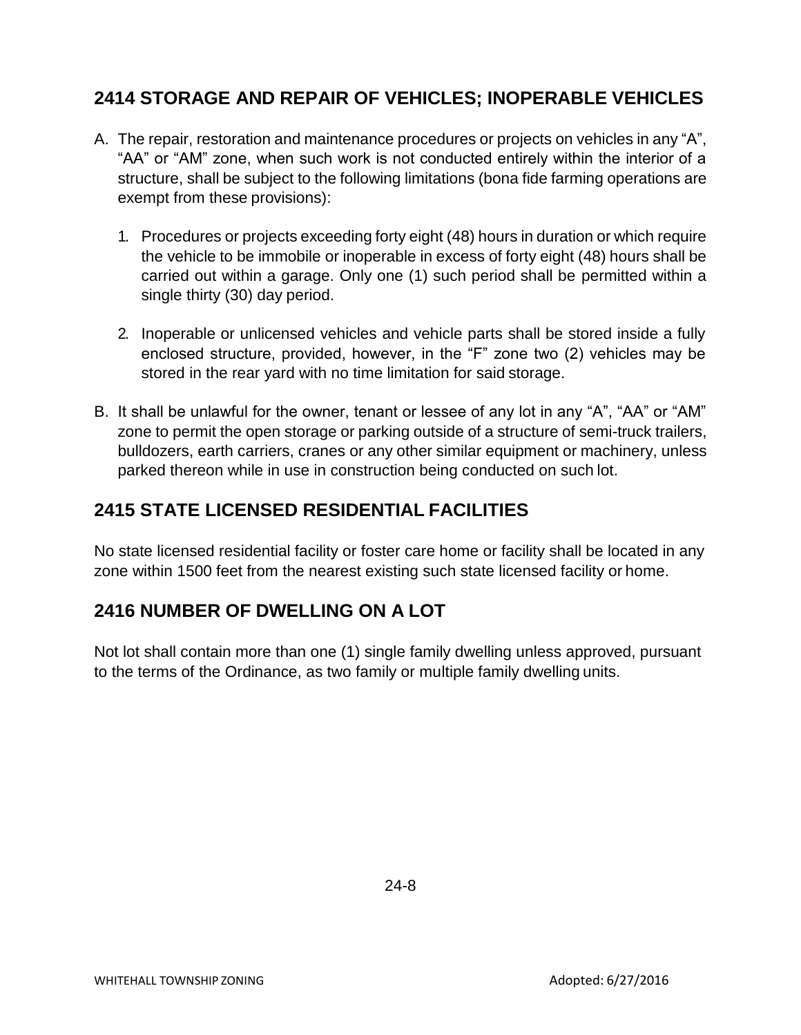## 2414 STORAGE AND REPAIR OF VEHICLES; INOPERABLE VEHICLES

A. The repair, restoration and maintenance procedures or projects on vehicles in any "A", "AA" or "AM" zone, when such work is not conducted entirely within the interior of a structure, shall be subject to the following limitations (bona fide farming operations are exempt from these provisions):

   1. Procedures or projects exceeding forty eight (48) hours in duration or which require the vehicle to be immobile or inoperable in excess of forty eight (48) hours shall be carried out within a garage. Only one (1) such period shall be permitted within a single thirty (30) day period.

   2. Inoperable or unlicensed vehicles and vehicle parts shall be stored inside a fully enclosed structure, provided, however, in the "F" zone two (2) vehicles may be stored in the rear yard with no time limitation for said storage.

B. It shall be unlawful for the owner, tenant or lessee of any lot in any "A", "AA" or "AM" zone to permit the open storage or parking outside of a structure of semi-truck trailers, bulldozers, earth carriers, cranes or any other similar equipment or machinery, unless parked thereon while in use in construction being conducted on such lot.

## 2415 STATE LICENSED RESIDENTIAL FACILITIES

No state licensed residential facility or foster care home or facility shall be located in any zone within 1500 feet from the nearest existing such state licensed facility or home.

## 2416 NUMBER OF DWELLING ON A LOT

Not lot shall contain more than one (1) single family dwelling unless approved, pursuant to the terms of the Ordinance, as two family or multiple family dwelling units.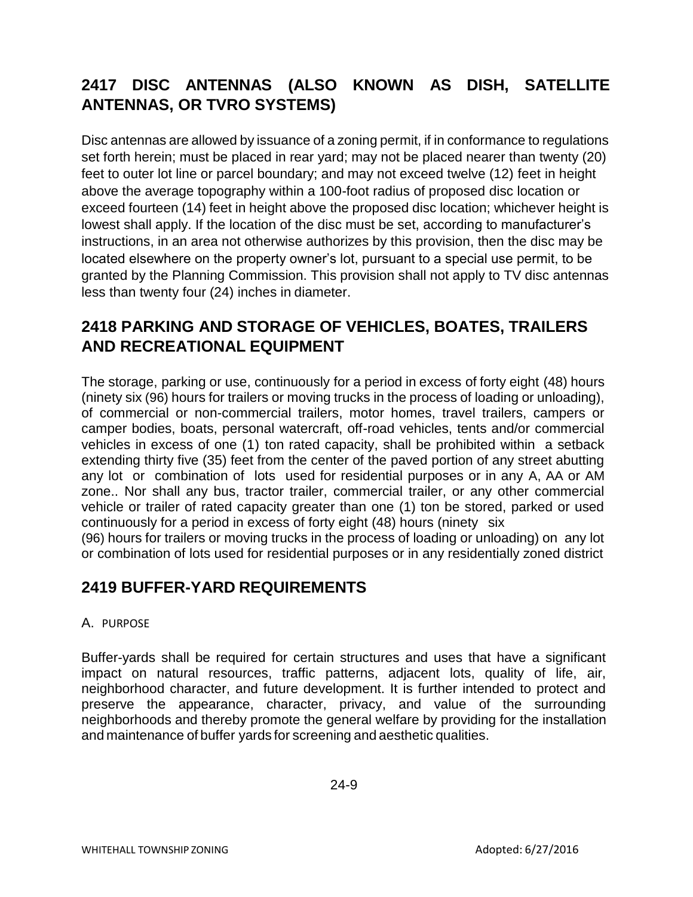## 2417 DISC ANTENNAS (ALSO KNOWN AS DISH, SATELLITE ANTENNAS, OR TVRO SYSTEMS)

Disc antennas are allowed by issuance of a zoning permit, if in conformance to regulations set forth herein; must be placed in rear yard; may not be placed nearer than twenty (20) feet to outer lot line or parcel boundary; and may not exceed twelve (12) feet in height above the average topography within a 100-foot radius of proposed disc location or exceed fourteen (14) feet in height above the proposed disc location; whichever height is lowest shall apply. If the location of the disc must be set, according to manufacturer's instructions, in an area not otherwise authorizes by this provision, then the disc may be located elsewhere on the property owner's lot, pursuant to a special use permit, to be granted by the Planning Commission. This provision shall not apply to TV disc antennas less than twenty four (24) inches in diameter.

## 2418 PARKING AND STORAGE OF VEHICLES, BOATES, TRAILERS AND RECREATIONAL EQUIPMENT

The storage, parking or use, continuously for a period in excess of forty eight (48) hours (ninety six (96) hours for trailers or moving trucks in the process of loading or unloading), of commercial or non-commercial trailers, motor homes, travel trailers, campers or camper bodies, boats, personal watercraft, off-road vehicles, tents and/or commercial vehicles in excess of one (1) ton rated capacity, shall be prohibited within a setback extending thirty five (35) feet from the center of the paved portion of any street abutting any lot or combination of lots used for residential purposes or in any A, AA or AM zone.. Nor shall any bus, tractor trailer, commercial trailer, or any other commercial vehicle or trailer of rated capacity greater than one (1) ton be stored, parked or used continuously for a period in excess of forty eight (48) hours (ninety six (96) hours for trailers or moving trucks in the process of loading or unloading) on any lot or combination of lots used for residential purposes or in any residentially zoned district

## 2419 BUFFER-YARD REQUIREMENTS

A. PURPOSE

Buffer-yards shall be required for certain structures and uses that have a significant impact on natural resources, traffic patterns, adjacent lots, quality of life, air, neighborhood character, and future development. It is further intended to protect and preserve the appearance, character, privacy, and value of the surrounding neighborhoods and thereby promote the general welfare by providing for the installation and maintenance of buffer yards for screening and aesthetic qualities.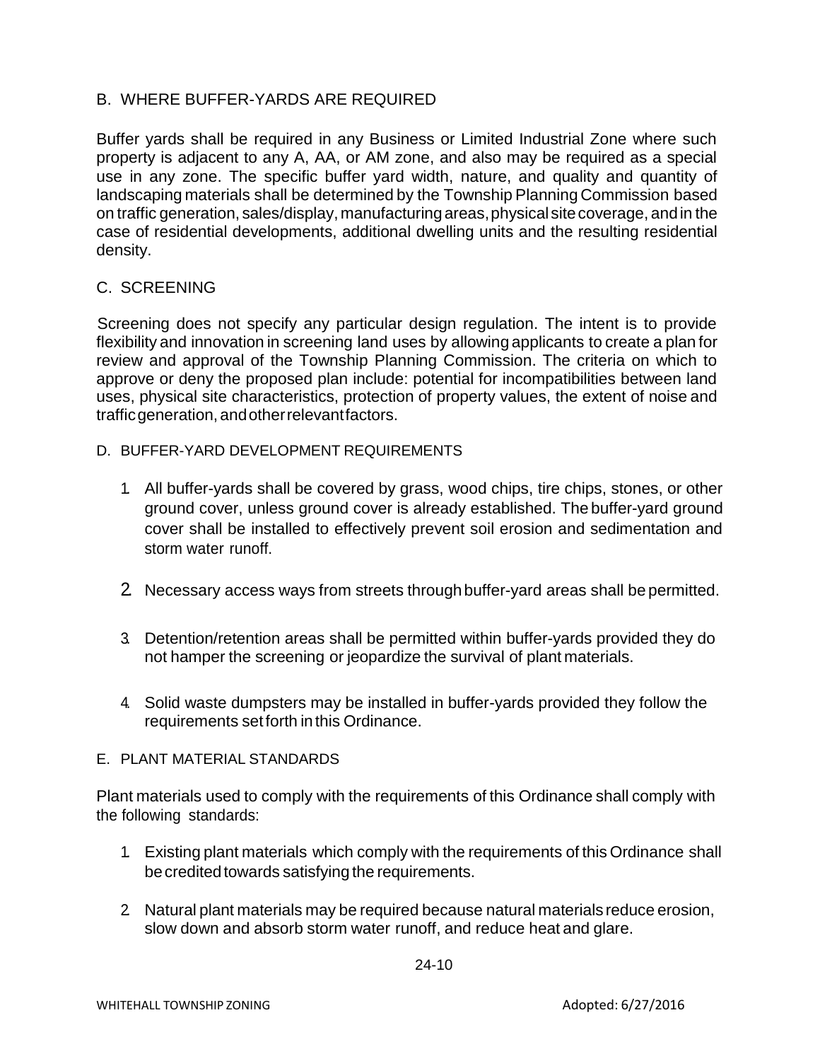## B. WHERE BUFFER-YARDS ARE REQUIRED

Buffer yards shall be required in any Business or Limited Industrial Zone where such property is adjacent to any A, AA, or AM zone, and also may be required as a special use in any zone. The specific buffer yard width, nature, and quality and quantity of landscaping materials shall be determined by the Township Planning Commission based on traffic generation, sales/display, manufacturing areas, physical site coverage, and in the case of residential developments, additional dwelling units and the resulting residential density.

## C. SCREENING

Screening does not specify any particular design regulation. The intent is to provide flexibility and innovation in screening land uses by allowing applicants to create a plan for review and approval of the Township Planning Commission. The criteria on which to approve or deny the proposed plan include: potential for incompatibilities between land uses, physical site characteristics, protection of property values, the extent of noise and traffic generation, and other relevant factors.

## D. BUFFER-YARD DEVELOPMENT REQUIREMENTS

1. All buffer-yards shall be covered by grass, wood chips, tire chips, stones, or other ground cover, unless ground cover is already established. The buffer-yard ground cover shall be installed to effectively prevent soil erosion and sedimentation and storm water runoff.
2. Necessary access ways from streets through buffer-yard areas shall be permitted.
3. Detention/retention areas shall be permitted within buffer-yards provided they do not hamper the screening or jeopardize the survival of plant materials.
4. Solid waste dumpsters may be installed in buffer-yards provided they follow the requirements set forth in this Ordinance.

## E. PLANT MATERIAL STANDARDS

Plant materials used to comply with the requirements of this Ordinance shall comply with the following standards:

1. Existing plant materials which comply with the requirements of this Ordinance shall be credited towards satisfying the requirements.
2. Natural plant materials may be required because natural materials reduce erosion, slow down and absorb storm water runoff, and reduce heat and glare.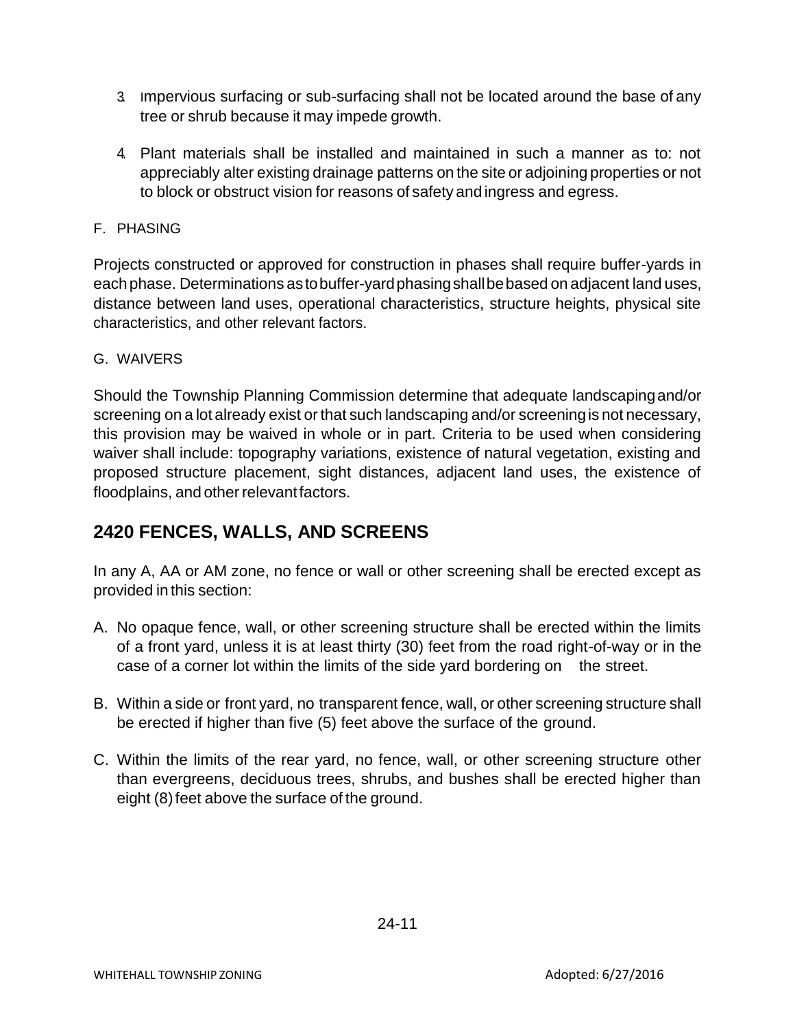3. Impervious surfacing or sub-surfacing shall not be located around the base of any tree or shrub because it may impede growth.

4. Plant materials shall be installed and maintained in such a manner as to: not appreciably alter existing drainage patterns on the site or adjoining properties or not to block or obstruct vision for reasons of safety and ingress and egress.

F. PHASING

Projects constructed or approved for construction in phases shall require buffer-yards in each phase. Determinations as to buffer-yard phasing shall be based on adjacent land uses, distance between land uses, operational characteristics, structure heights, physical site characteristics, and other relevant factors.

G. WAIVERS

Should the Township Planning Commission determine that adequate landscaping and/or screening on a lot already exist or that such landscaping and/or screening is not necessary, this provision may be waived in whole or in part. Criteria to be used when considering waiver shall include: topography variations, existence of natural vegetation, existing and proposed structure placement, sight distances, adjacent land uses, the existence of floodplains, and other relevant factors.

## 2420 FENCES, WALLS, AND SCREENS

In any A, AA or AM zone, no fence or wall or other screening shall be erected except as provided in this section:

A. No opaque fence, wall, or other screening structure shall be erected within the limits of a front yard, unless it is at least thirty (30) feet from the road right-of-way or in the case of a corner lot within the limits of the side yard bordering on the street.

B. Within a side or front yard, no transparent fence, wall, or other screening structure shall be erected if higher than five (5) feet above the surface of the ground.

C. Within the limits of the rear yard, no fence, wall, or other screening structure other than evergreens, deciduous trees, shrubs, and bushes shall be erected higher than eight (8) feet above the surface of the ground.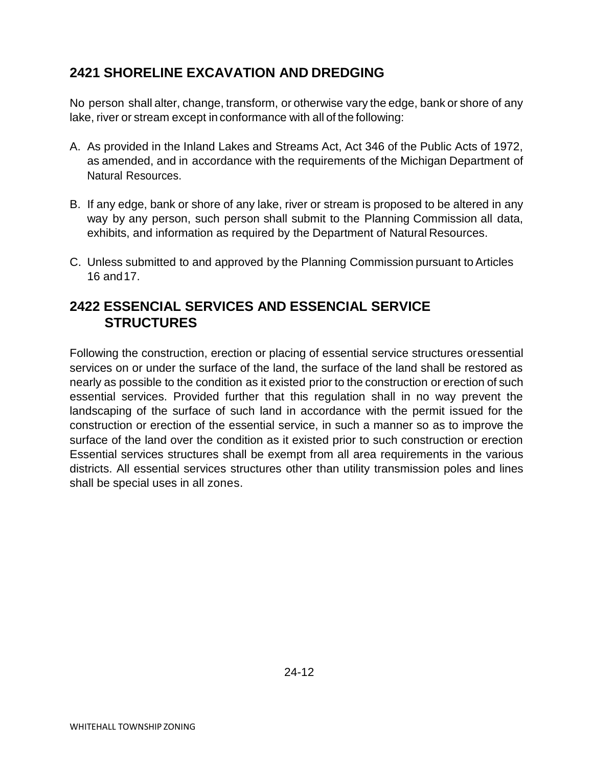## 2421 SHORELINE EXCAVATION AND DREDGING

No person shall alter, change, transform, or otherwise vary the edge, bank or shore of any lake, river or stream except in conformance with all of the following:

A. As provided in the Inland Lakes and Streams Act, Act 346 of the Public Acts of 1972, as amended, and in accordance with the requirements of the Michigan Department of Natural Resources.

B. If any edge, bank or shore of any lake, river or stream is proposed to be altered in any way by any person, such person shall submit to the Planning Commission all data, exhibits, and information as required by the Department of Natural Resources.

C. Unless submitted to and approved by the Planning Commission pursuant to Articles 16 and 17.

## 2422 ESSENCIAL SERVICES AND ESSENCIAL SERVICE STRUCTURES

Following the construction, erection or placing of essential service structures or essential services on or under the surface of the land, the surface of the land shall be restored as nearly as possible to the condition as it existed prior to the construction or erection of such essential services. Provided further that this regulation shall in no way prevent the landscaping of the surface of such land in accordance with the permit issued for the construction or erection of the essential service, in such a manner so as to improve the surface of the land over the condition as it existed prior to such construction or erection Essential services structures shall be exempt from all area requirements in the various districts. All essential services structures other than utility transmission poles and lines shall be special uses in all zones.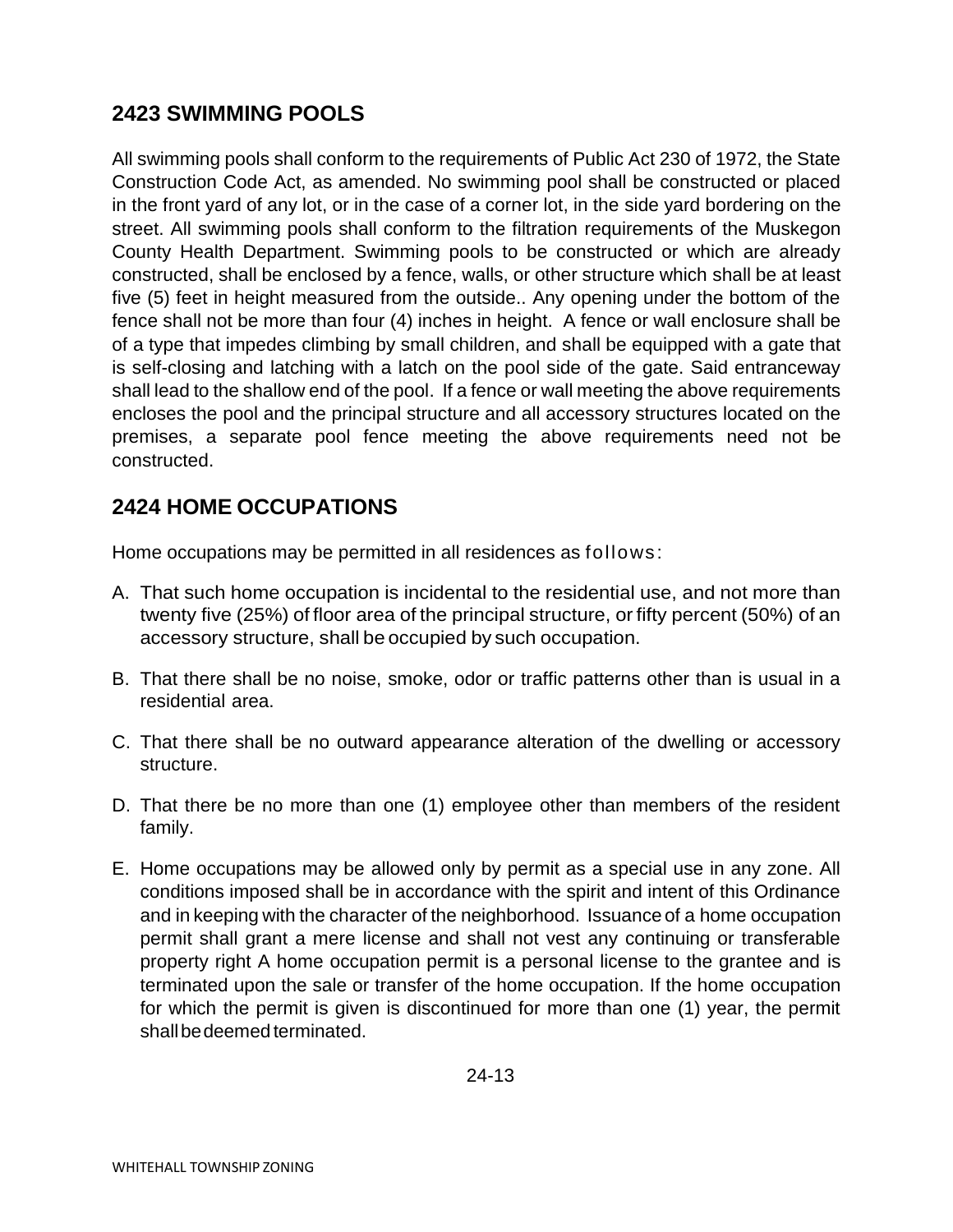## 2423 SWIMMING POOLS

All swimming pools shall conform to the requirements of Public Act 230 of 1972, the State Construction Code Act, as amended. No swimming pool shall be constructed or placed in the front yard of any lot, or in the case of a corner lot, in the side yard bordering on the street. All swimming pools shall conform to the filtration requirements of the Muskegon County Health Department. Swimming pools to be constructed or which are already constructed, shall be enclosed by a fence, walls, or other structure which shall be at least five (5) feet in height measured from the outside.. Any opening under the bottom of the fence shall not be more than four (4) inches in height. A fence or wall enclosure shall be of a type that impedes climbing by small children, and shall be equipped with a gate that is self-closing and latching with a latch on the pool side of the gate. Said entranceway shall lead to the shallow end of the pool. If a fence or wall meeting the above requirements encloses the pool and the principal structure and all accessory structures located on the premises, a separate pool fence meeting the above requirements need not be constructed.

## 2424 HOME OCCUPATIONS

Home occupations may be permitted in all residences as follows:

A. That such home occupation is incidental to the residential use, and not more than twenty five (25%) of floor area of the principal structure, or fifty percent (50%) of an accessory structure, shall be occupied by such occupation.

B. That there shall be no noise, smoke, odor or traffic patterns other than is usual in a residential area.

C. That there shall be no outward appearance alteration of the dwelling or accessory structure.

D. That there be no more than one (1) employee other than members of the resident family.

E. Home occupations may be allowed only by permit as a special use in any zone. All conditions imposed shall be in accordance with the spirit and intent of this Ordinance and in keeping with the character of the neighborhood. Issuance of a home occupation permit shall grant a mere license and shall not vest any continuing or transferable property right A home occupation permit is a personal license to the grantee and is terminated upon the sale or transfer of the home occupation. If the home occupation for which the permit is given is discontinued for more than one (1) year, the permit shall be deemed terminated.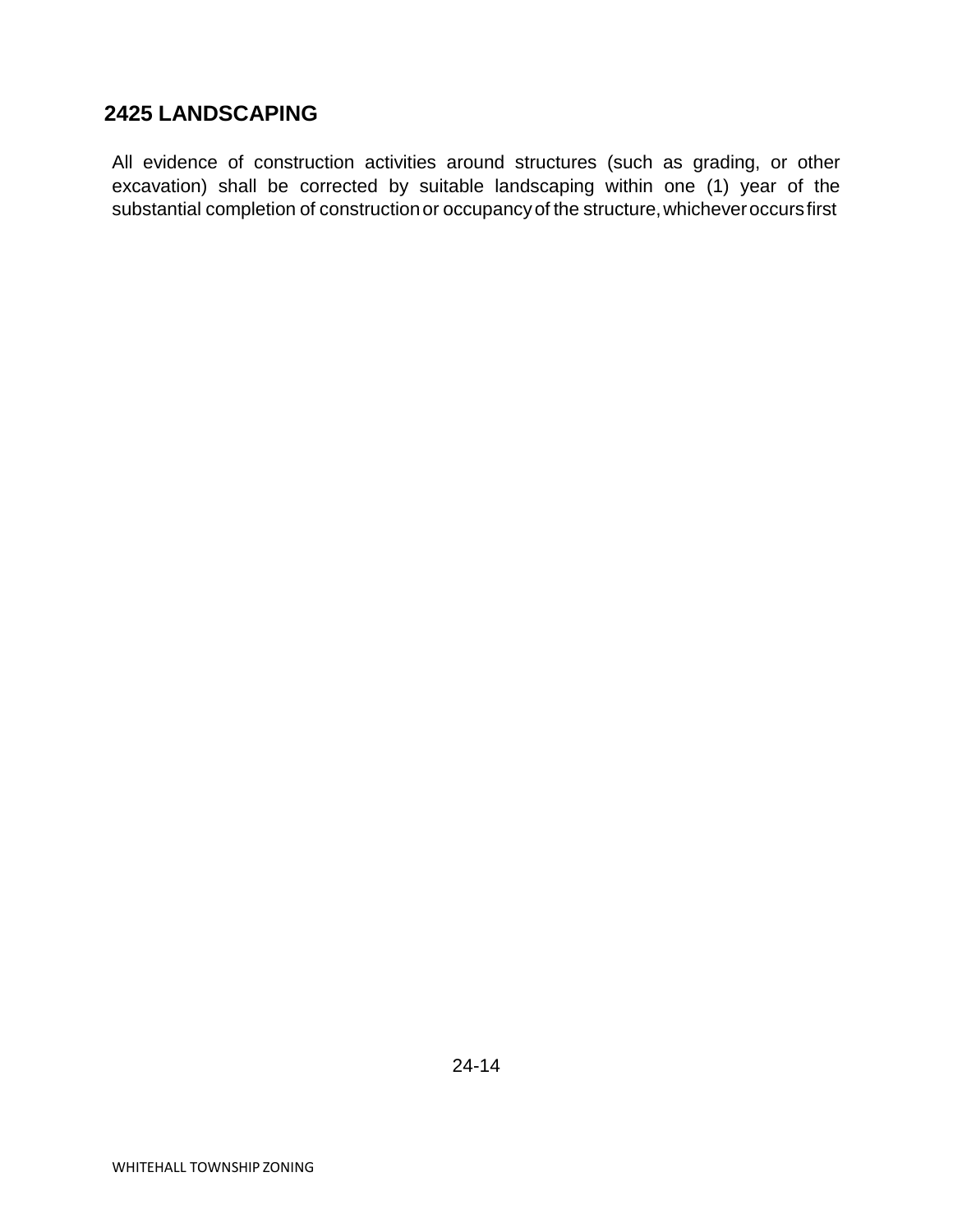## 2425 LANDSCAPING

All evidence of construction activities around structures (such as grading, or other excavation) shall be corrected by suitable landscaping within one (1) year of the substantial completion of construction or occupancy of the structure, whichever occurs first